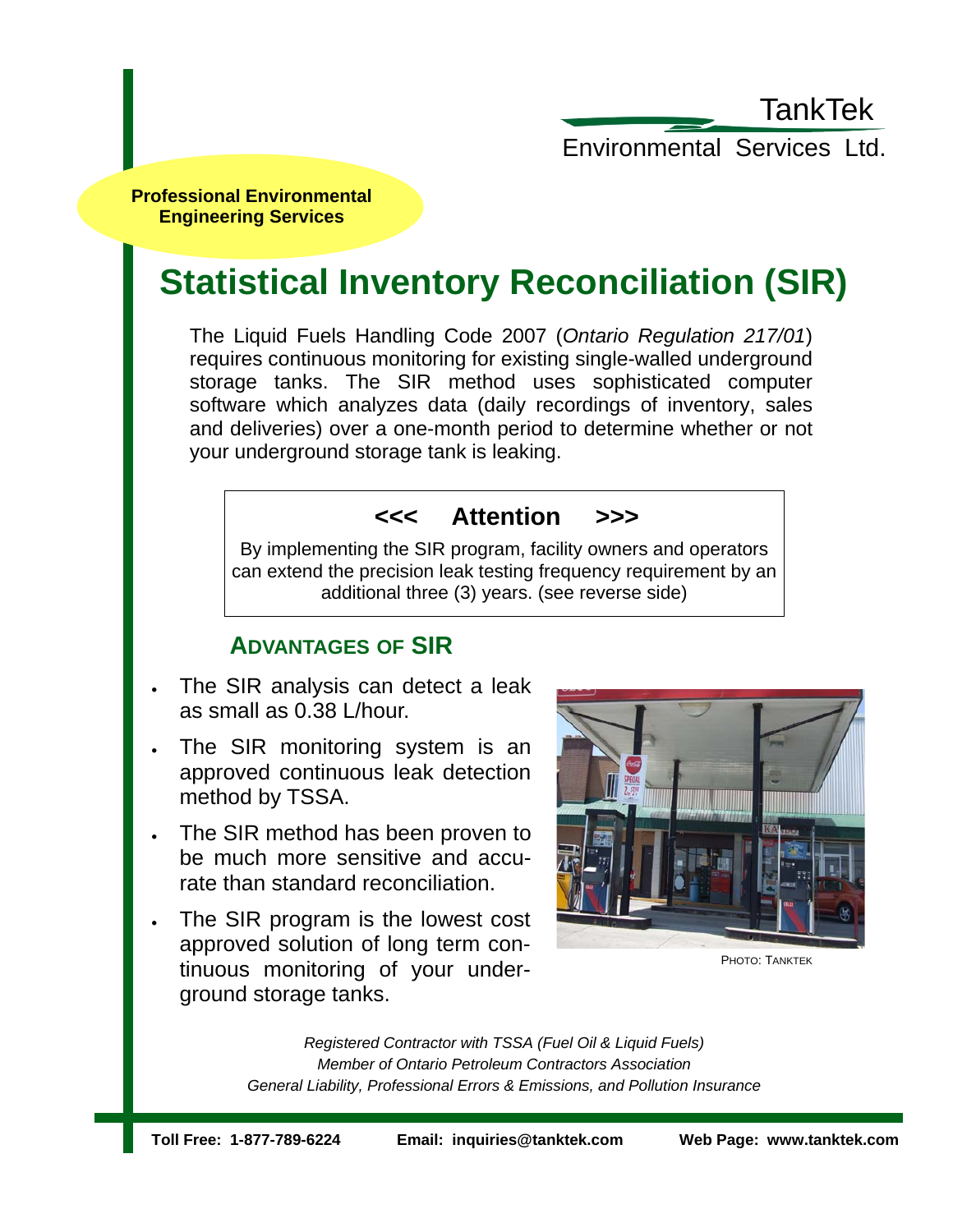TankTek

Environmental Services Ltd.

**Professional Environmental Engineering Services**

# Statistical Inventory Reconciliation (SIR)

The Liquid Fuels Handling Code 2007 (*Ontario Regulation 217/01*) requires continuous monitoring for existing single-walled underground storage tanks. The SIR method uses sophisticated computer software which analyzes data (daily recordings of inventory, sales and deliveries) over a one-month period to determine whether or not your underground storage tank is leaking.

**<<< Attention >>>**

By implementing the SIR program, facility owners and operators can extend the precision leak testing frequency requirement by an additional three (3) years. (see reverse side)

## ADVANTAGES OF SIR

- The SIR analysis can detect a leak as small as 0.38 L/hour.
- The SIR monitoring system is an approved continuous leak detection method by TSSA.
- The SIR method has been proven to be much more sensitive and accurate than standard reconciliation.
- The SIR program is the lowest cost approved solution of long term continuous monitoring of your underground storage tanks.

PHOTO: TANKTEK

*Registered Contractor with TSSA (Fuel Oil & Liquid Fuels)*
*Member of Ontario Petroleum Contractors Association*
*General Liability, Professional Errors & Emissions, and Pollution Insurance*

**Toll Free: 1-877-789-6224** **Email: inquiries@tanktek.com** **Web Page: www.tanktek.com**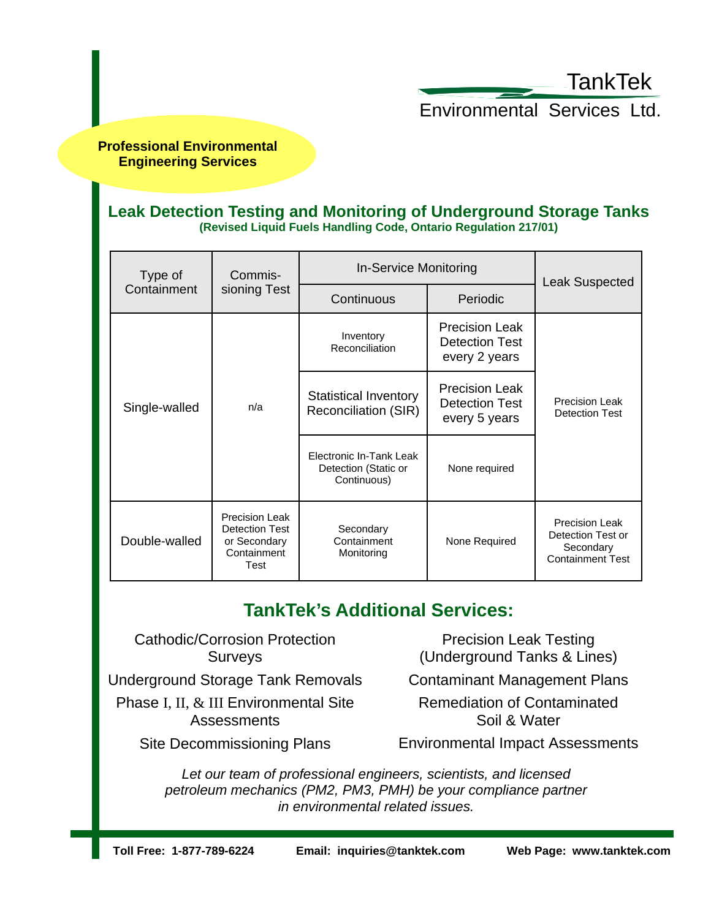TankTek

Environmental Services Ltd.

**Professional Environmental Engineering Services**

## Leak Detection Testing and Monitoring of Underground Storage Tanks

**(Revised Liquid Fuels Handling Code, Ontario Regulation 217/01)**

| Type of Containment | Commis-sioning Test | In-Service Monitoring | | Leak Suspected |
|---|---|---|---|---|
| | | Continuous | Periodic | |
| Single-walled | n/a | Inventory Reconciliation | Precision Leak Detection Test every 2 years | Precision Leak Detection Test |
| | | Statistical Inventory Reconciliation (SIR) | Precision Leak Detection Test every 5 years | |
| | | Electronic In-Tank Leak Detection (Static or Continuous) | None required | |
| Double-walled | Precision Leak Detection Test or Secondary Containment Test | Secondary Containment Monitoring | None Required | Precision Leak Detection Test or Secondary Containment Test |

## TankTek's Additional Services:

- Cathodic/Corrosion Protection Surveys
- Underground Storage Tank Removals
- Phase I, II, & III Environmental Site Assessments
- Site Decommissioning Plans
- Precision Leak Testing (Underground Tanks & Lines)
- Contaminant Management Plans
- Remediation of Contaminated Soil & Water
- Environmental Impact Assessments

*Let our team of professional engineers, scientists, and licensed petroleum mechanics (PM2, PM3, PMH) be your compliance partner in environmental related issues.*

**Toll Free: 1-877-789-6224** **Email: inquiries@tanktek.com** **Web Page: www.tanktek.com**